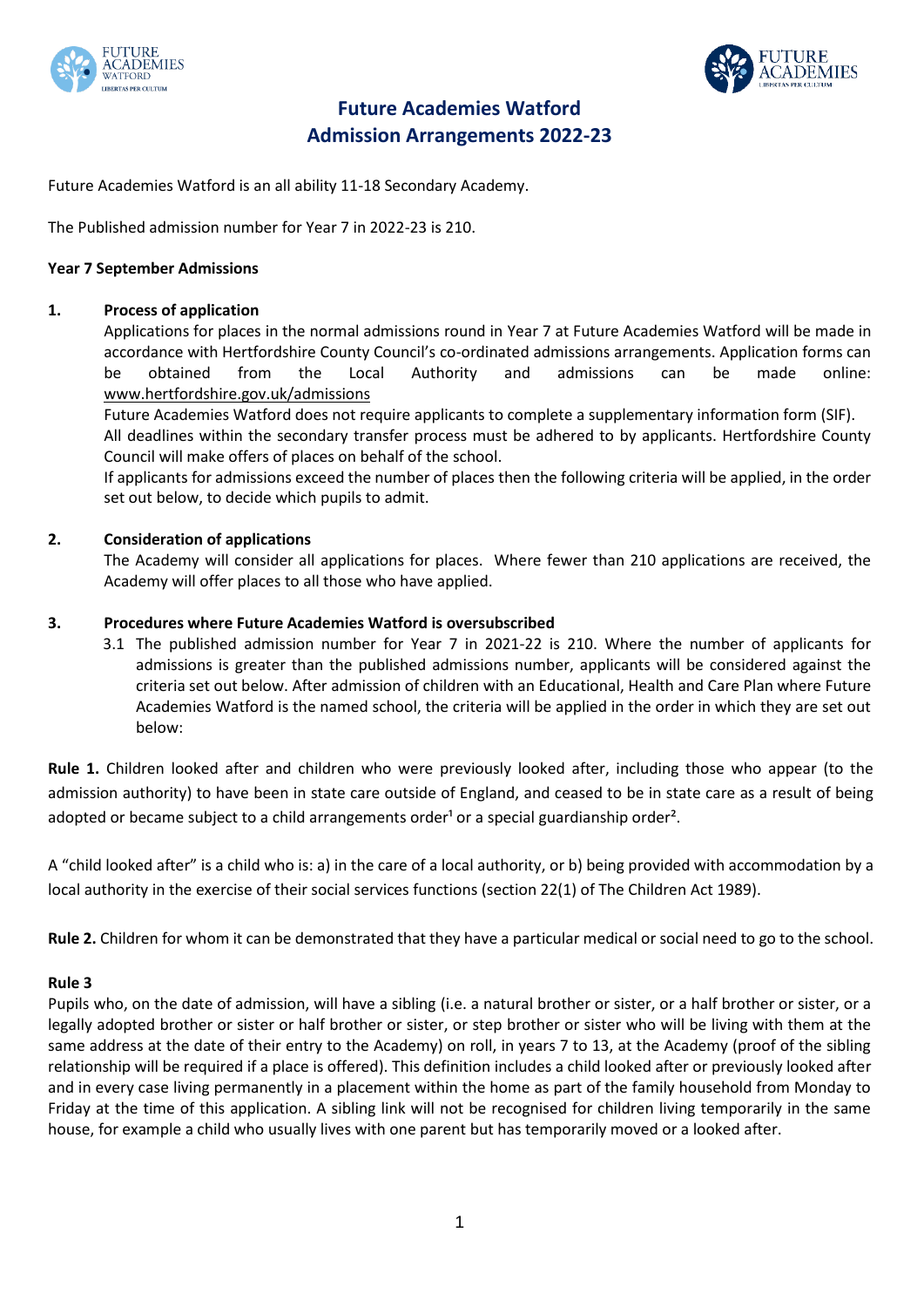# Future Academies Watford
## Admission Arrangements 2022-23

Future Academies Watford is an all ability 11-18 Secondary Academy.

The Published admission number for Year 7 in 2022-23 is 210.

**Year 7 September Admissions**

**1. Process of application**

Applications for places in the normal admissions round in Year 7 at Future Academies Watford will be made in accordance with Hertfordshire County Council's co-ordinated admissions arrangements. Application forms can be obtained from the Local Authority and admissions can be made online: www.hertfordshire.gov.uk/admissions

Future Academies Watford does not require applicants to complete a supplementary information form (SIF).

All deadlines within the secondary transfer process must be adhered to by applicants. Hertfordshire County Council will make offers of places on behalf of the school.

If applicants for admissions exceed the number of places then the following criteria will be applied, in the order set out below, to decide which pupils to admit.

**2. Consideration of applications**

The Academy will consider all applications for places. Where fewer than 210 applications are received, the Academy will offer places to all those who have applied.

**3. Procedures where Future Academies Watford is oversubscribed**

3.1 The published admission number for Year 7 in 2021-22 is 210. Where the number of applicants for admissions is greater than the published admissions number, applicants will be considered against the criteria set out below. After admission of children with an Educational, Health and Care Plan where Future Academies Watford is the named school, the criteria will be applied in the order in which they are set out below:

**Rule 1.** Children looked after and children who were previously looked after, including those who appear (to the admission authority) to have been in state care outside of England, and ceased to be in state care as a result of being adopted or became subject to a child arrangements order[1] or a special guardianship order[2].

A "child looked after" is a child who is: a) in the care of a local authority, or b) being provided with accommodation by a local authority in the exercise of their social services functions (section 22(1) of The Children Act 1989).

**Rule 2.** Children for whom it can be demonstrated that they have a particular medical or social need to go to the school.

**Rule 3**

Pupils who, on the date of admission, will have a sibling (i.e. a natural brother or sister, or a half brother or sister, or a legally adopted brother or sister or half brother or sister, or step brother or sister who will be living with them at the same address at the date of their entry to the Academy) on roll, in years 7 to 13, at the Academy (proof of the sibling relationship will be required if a place is offered). This definition includes a child looked after or previously looked after and in every case living permanently in a placement within the home as part of the family household from Monday to Friday at the time of this application. A sibling link will not be recognised for children living temporarily in the same house, for example a child who usually lives with one parent but has temporarily moved or a looked after.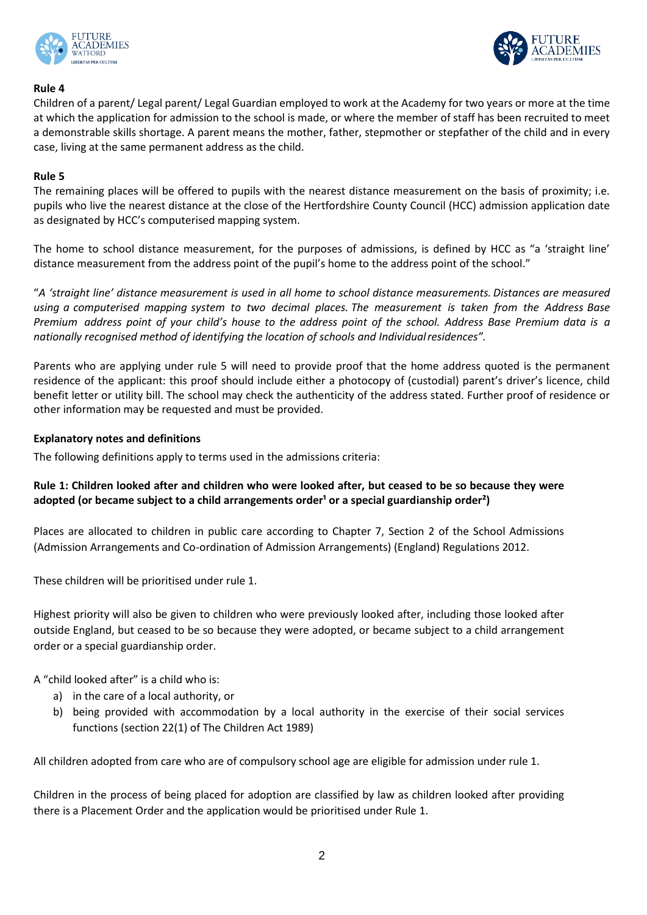**Rule 4**

Children of a parent/ Legal parent/ Legal Guardian employed to work at the Academy for two years or more at the time at which the application for admission to the school is made, or where the member of staff has been recruited to meet a demonstrable skills shortage. A parent means the mother, father, stepmother or stepfather of the child and in every case, living at the same permanent address as the child.

**Rule 5**

The remaining places will be offered to pupils with the nearest distance measurement on the basis of proximity; i.e. pupils who live the nearest distance at the close of the Hertfordshire County Council (HCC) admission application date as designated by HCC's computerised mapping system.

The home to school distance measurement, for the purposes of admissions, is defined by HCC as "a 'straight line' distance measurement from the address point of the pupil's home to the address point of the school."

"*A 'straight line' distance measurement is used in all home to school distance measurements. Distances are measured using a computerised mapping system to two decimal places. The measurement is taken from the Address Base Premium address point of your child's house to the address point of the school. Address Base Premium data is a nationally recognised method of identifying the location of schools and Individual residences".*

Parents who are applying under rule 5 will need to provide proof that the home address quoted is the permanent residence of the applicant: this proof should include either a photocopy of (custodial) parent's driver's licence, child benefit letter or utility bill. The school may check the authenticity of the address stated. Further proof of residence or other information may be requested and must be provided.

**Explanatory notes and definitions**

The following definitions apply to terms used in the admissions criteria:

**Rule 1: Children looked after and children who were looked after, but ceased to be so because they were adopted (or became subject to a child arrangements order[1] or a special guardianship order[2])**

Places are allocated to children in public care according to Chapter 7, Section 2 of the School Admissions (Admission Arrangements and Co-ordination of Admission Arrangements) (England) Regulations 2012.

These children will be prioritised under rule 1.

Highest priority will also be given to children who were previously looked after, including those looked after outside England, but ceased to be so because they were adopted, or became subject to a child arrangement order or a special guardianship order.

A "child looked after" is a child who is:

a) in the care of a local authority, or
b) being provided with accommodation by a local authority in the exercise of their social services functions (section 22(1) of The Children Act 1989)

All children adopted from care who are of compulsory school age are eligible for admission under rule 1.

Children in the process of being placed for adoption are classified by law as children looked after providing there is a Placement Order and the application would be prioritised under Rule 1.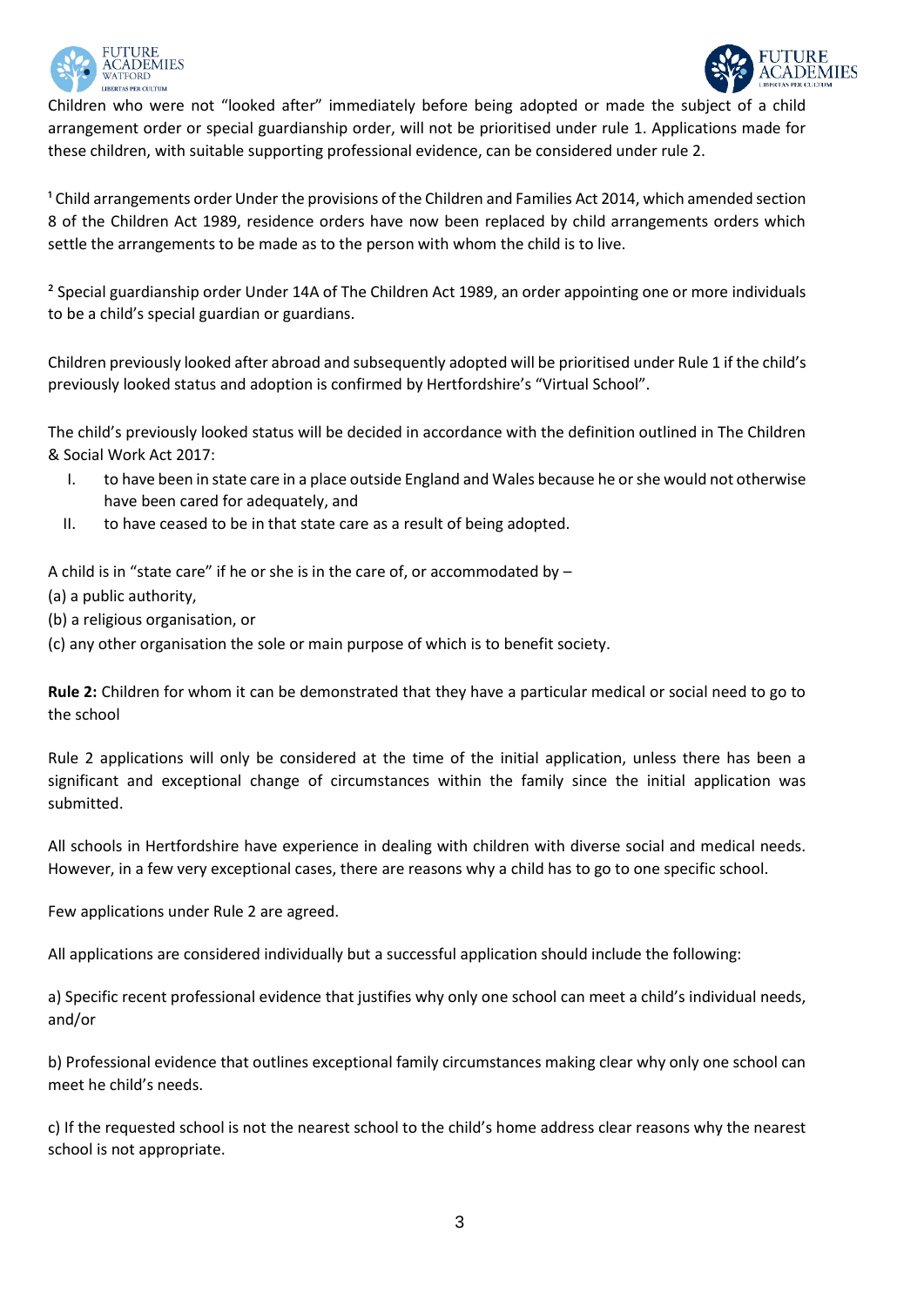Children who were not "looked after" immediately before being adopted or made the subject of a child arrangement order or special guardianship order, will not be prioritised under rule 1. Applications made for these children, with suitable supporting professional evidence, can be considered under rule 2.

[1] Child arrangements order Under the provisions of the Children and Families Act 2014, which amended section 8 of the Children Act 1989, residence orders have now been replaced by child arrangements orders which settle the arrangements to be made as to the person with whom the child is to live.

[2] Special guardianship order Under 14A of The Children Act 1989, an order appointing one or more individuals to be a child's special guardian or guardians.

Children previously looked after abroad and subsequently adopted will be prioritised under Rule 1 if the child's previously looked status and adoption is confirmed by Hertfordshire's "Virtual School".

The child's previously looked status will be decided in accordance with the definition outlined in The Children & Social Work Act 2017:

I. to have been in state care in a place outside England and Wales because he or she would not otherwise have been cared for adequately, and
II. to have ceased to be in that state care as a result of being adopted.

A child is in "state care" if he or she is in the care of, or accommodated by –
(a) a public authority,
(b) a religious organisation, or
(c) any other organisation the sole or main purpose of which is to benefit society.

**Rule 2:** Children for whom it can be demonstrated that they have a particular medical or social need to go to the school

Rule 2 applications will only be considered at the time of the initial application, unless there has been a significant and exceptional change of circumstances within the family since the initial application was submitted.

All schools in Hertfordshire have experience in dealing with children with diverse social and medical needs. However, in a few very exceptional cases, there are reasons why a child has to go to one specific school.

Few applications under Rule 2 are agreed.

All applications are considered individually but a successful application should include the following:

a) Specific recent professional evidence that justifies why only one school can meet a child's individual needs, and/or

b) Professional evidence that outlines exceptional family circumstances making clear why only one school can meet he child's needs.

c) If the requested school is not the nearest school to the child's home address clear reasons why the nearest school is not appropriate.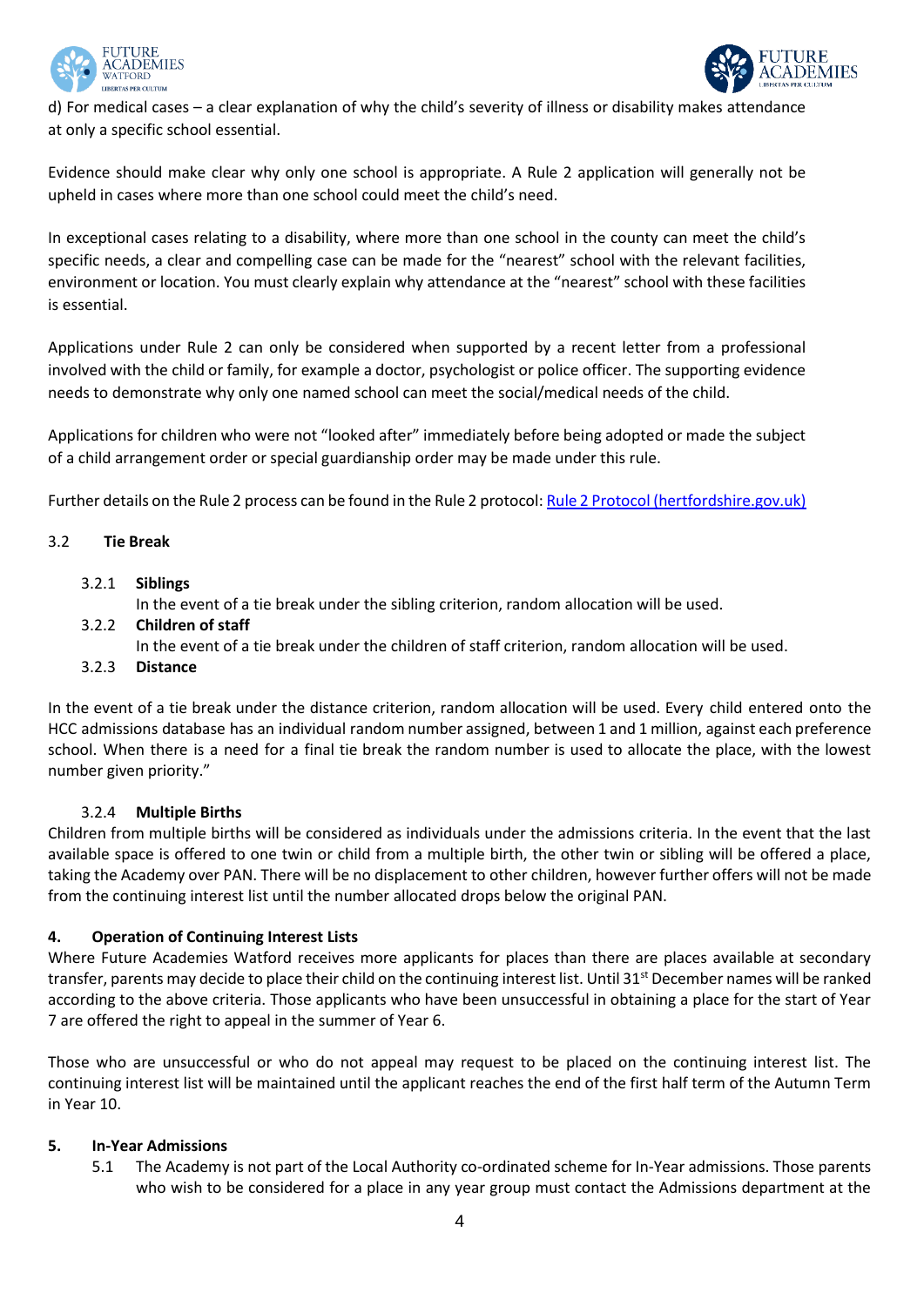d) For medical cases – a clear explanation of why the child's severity of illness or disability makes attendance at only a specific school essential.

Evidence should make clear why only one school is appropriate. A Rule 2 application will generally not be upheld in cases where more than one school could meet the child's need.

In exceptional cases relating to a disability, where more than one school in the county can meet the child's specific needs, a clear and compelling case can be made for the "nearest" school with the relevant facilities, environment or location. You must clearly explain why attendance at the "nearest" school with these facilities is essential.

Applications under Rule 2 can only be considered when supported by a recent letter from a professional involved with the child or family, for example a doctor, psychologist or police officer. The supporting evidence needs to demonstrate why only one named school can meet the social/medical needs of the child.

Applications for children who were not "looked after" immediately before being adopted or made the subject of a child arrangement order or special guardianship order may be made under this rule.

Further details on the Rule 2 process can be found in the Rule 2 protocol: [Rule 2 Protocol (hertfordshire.gov.uk)]

### 3.2 Tie Break

**3.2.1 Siblings**
In the event of a tie break under the sibling criterion, random allocation will be used.

**3.2.2 Children of staff**
In the event of a tie break under the children of staff criterion, random allocation will be used.

**3.2.3 Distance**

In the event of a tie break under the distance criterion, random allocation will be used. Every child entered onto the HCC admissions database has an individual random number assigned, between 1 and 1 million, against each preference school. When there is a need for a final tie break the random number is used to allocate the place, with the lowest number given priority."

**3.2.4 Multiple Births**

Children from multiple births will be considered as individuals under the admissions criteria. In the event that the last available space is offered to one twin or child from a multiple birth, the other twin or sibling will be offered a place, taking the Academy over PAN. There will be no displacement to other children, however further offers will not be made from the continuing interest list until the number allocated drops below the original PAN.

## 4. Operation of Continuing Interest Lists

Where Future Academies Watford receives more applicants for places than there are places available at secondary transfer, parents may decide to place their child on the continuing interest list. Until 31st December names will be ranked according to the above criteria. Those applicants who have been unsuccessful in obtaining a place for the start of Year 7 are offered the right to appeal in the summer of Year 6.

Those who are unsuccessful or who do not appeal may request to be placed on the continuing interest list. The continuing interest list will be maintained until the applicant reaches the end of the first half term of the Autumn Term in Year 10.

## 5. In-Year Admissions

5.1 The Academy is not part of the Local Authority co-ordinated scheme for In-Year admissions. Those parents who wish to be considered for a place in any year group must contact the Admissions department at the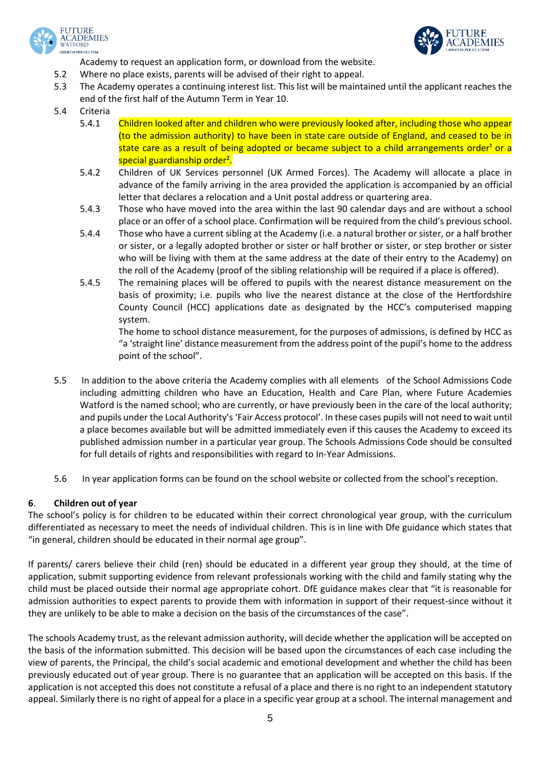Academy to request an application form, or download from the website.

5.2 Where no place exists, parents will be advised of their right to appeal.

5.3 The Academy operates a continuing interest list. This list will be maintained until the applicant reaches the end of the first half of the Autumn Term in Year 10.

5.4 Criteria

5.4.1 Children looked after and children who were previously looked after, including those who appear (to the admission authority) to have been in state care outside of England, and ceased to be in state care as a result of being adopted or became subject to a child arrangements order[1] or a special guardianship order[2].

5.4.2 Children of UK Services personnel (UK Armed Forces). The Academy will allocate a place in advance of the family arriving in the area provided the application is accompanied by an official letter that declares a relocation and a Unit postal address or quartering area.

5.4.3 Those who have moved into the area within the last 90 calendar days and are without a school place or an offer of a school place. Confirmation will be required from the child's previous school.

5.4.4 Those who have a current sibling at the Academy (i.e. a natural brother or sister, or a half brother or sister, or a legally adopted brother or sister or half brother or sister, or step brother or sister who will be living with them at the same address at the date of their entry to the Academy) on the roll of the Academy (proof of the sibling relationship will be required if a place is offered).

5.4.5 The remaining places will be offered to pupils with the nearest distance measurement on the basis of proximity; i.e. pupils who live the nearest distance at the close of the Hertfordshire County Council (HCC) applications date as designated by the HCC's computerised mapping system.

The home to school distance measurement, for the purposes of admissions, is defined by HCC as "a 'straight line' distance measurement from the address point of the pupil's home to the address point of the school".

5.5 In addition to the above criteria the Academy complies with all elements of the School Admissions Code including admitting children who have an Education, Health and Care Plan, where Future Academies Watford is the named school; who are currently, or have previously been in the care of the local authority; and pupils under the Local Authority's 'Fair Access protocol'. In these cases pupils will not need to wait until a place becomes available but will be admitted immediately even if this causes the Academy to exceed its published admission number in a particular year group. The Schools Admissions Code should be consulted for full details of rights and responsibilities with regard to In-Year Admissions.

5.6 In year application forms can be found on the school website or collected from the school's reception.

## 6. Children out of year

The school's policy is for children to be educated within their correct chronological year group, with the curriculum differentiated as necessary to meet the needs of individual children. This is in line with Dfe guidance which states that "in general, children should be educated in their normal age group".

If parents/ carers believe their child (ren) should be educated in a different year group they should, at the time of application, submit supporting evidence from relevant professionals working with the child and family stating why the child must be placed outside their normal age appropriate cohort. DfE guidance makes clear that "it is reasonable for admission authorities to expect parents to provide them with information in support of their request-since without it they are unlikely to be able to make a decision on the basis of the circumstances of the case".

The schools Academy trust, as the relevant admission authority, will decide whether the application will be accepted on the basis of the information submitted. This decision will be based upon the circumstances of each case including the view of parents, the Principal, the child's social academic and emotional development and whether the child has been previously educated out of year group. There is no guarantee that an application will be accepted on this basis. If the application is not accepted this does not constitute a refusal of a place and there is no right to an independent statutory appeal. Similarly there is no right of appeal for a place in a specific year group at a school. The internal management and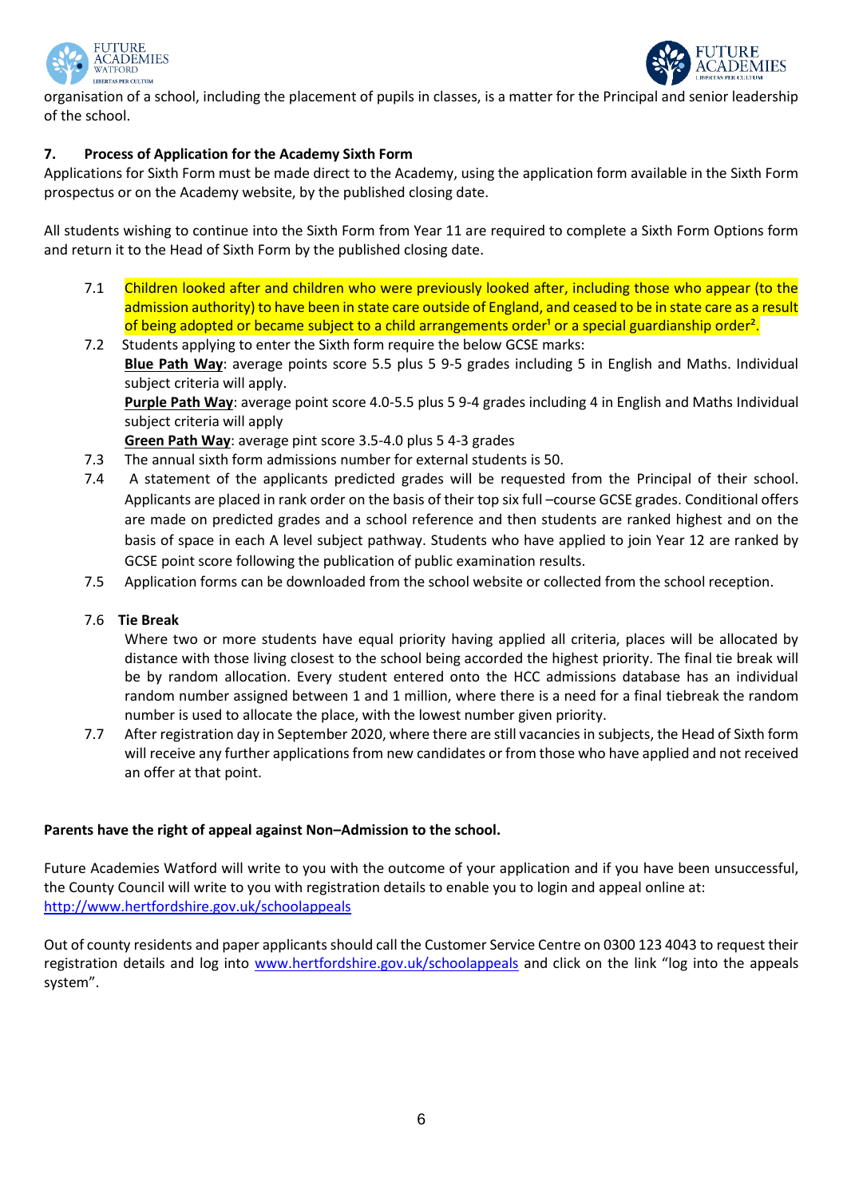organisation of a school, including the placement of pupils in classes, is a matter for the Principal and senior leadership of the school.

## 7. Process of Application for the Academy Sixth Form

Applications for Sixth Form must be made direct to the Academy, using the application form available in the Sixth Form prospectus or on the Academy website, by the published closing date.

All students wishing to continue into the Sixth Form from Year 11 are required to complete a Sixth Form Options form and return it to the Head of Sixth Form by the published closing date.

7.1 Children looked after and children who were previously looked after, including those who appear (to the admission authority) to have been in state care outside of England, and ceased to be in state care as a result of being adopted or became subject to a child arrangements order[1] or a special guardianship order[2].

7.2 Students applying to enter the Sixth form require the below GCSE marks:
**Blue Path Way**: average points score 5.5 plus 5 9-5 grades including 5 in English and Maths. Individual subject criteria will apply.
**Purple Path Way**: average point score 4.0-5.5 plus 5 9-4 grades including 4 in English and Maths Individual subject criteria will apply
**Green Path Way**: average pint score 3.5-4.0 plus 5 4-3 grades

7.3 The annual sixth form admissions number for external students is 50.

7.4 A statement of the applicants predicted grades will be requested from the Principal of their school. Applicants are placed in rank order on the basis of their top six full –course GCSE grades. Conditional offers are made on predicted grades and a school reference and then students are ranked highest and on the basis of space in each A level subject pathway. Students who have applied to join Year 12 are ranked by GCSE point score following the publication of public examination results.

7.5 Application forms can be downloaded from the school website or collected from the school reception.

7.6 **Tie Break**
Where two or more students have equal priority having applied all criteria, places will be allocated by distance with those living closest to the school being accorded the highest priority. The final tie break will be by random allocation. Every student entered onto the HCC admissions database has an individual random number assigned between 1 and 1 million, where there is a need for a final tiebreak the random number is used to allocate the place, with the lowest number given priority.

7.7 After registration day in September 2020, where there are still vacancies in subjects, the Head of Sixth form will receive any further applications from new candidates or from those who have applied and not received an offer at that point.

**Parents have the right of appeal against Non–Admission to the school.**

Future Academies Watford will write to you with the outcome of your application and if you have been unsuccessful, the County Council will write to you with registration details to enable you to login and appeal online at: http://www.hertfordshire.gov.uk/schoolappeals

Out of county residents and paper applicants should call the Customer Service Centre on 0300 123 4043 to request their registration details and log into www.hertfordshire.gov.uk/schoolappeals and click on the link "log into the appeals system".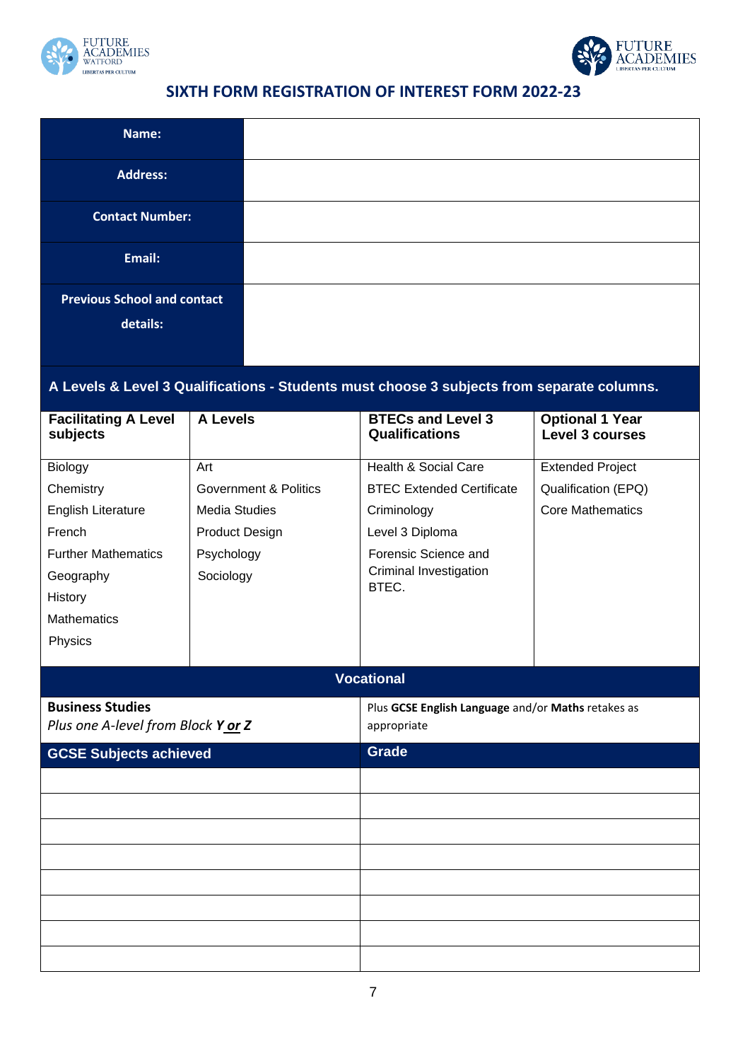## SIXTH FORM REGISTRATION OF INTEREST FORM 2022-23

| | |
|---|---|
| **Name:** | |
| **Address:** | |
| **Contact Number:** | |
| **Email:** | |
| **Previous School and contact details:** | |

**A Levels & Level 3 Qualifications - Students must choose 3 subjects from separate columns.**

| Facilitating A Level subjects | A Levels | BTECs and Level 3 Qualifications | Optional 1 Year Level 3 courses |
|---|---|---|---|
| Biology<br>Chemistry<br>English Literature<br>French<br>Further Mathematics<br>Geography<br>History<br>Mathematics<br>Physics | Art<br>Government & Politics<br>Media Studies<br>Product Design<br>Psychology<br>Sociology | Health & Social Care<br>BTEC Extended Certificate<br>Criminology<br>Level 3 Diploma<br>Forensic Science and Criminal Investigation BTEC. | Extended Project Qualification (EPQ)<br>Core Mathematics |

**Vocational**

| | |
|---|---|
| **Business Studies**<br>*Plus one A-level from Block **Y or Z*** | Plus **GCSE English Language** and/or **Maths** retakes as appropriate |

| GCSE Subjects achieved | Grade |
|---|---|
| | |
| | |
| | |
| | |
| | |
| | |
| | |
| | |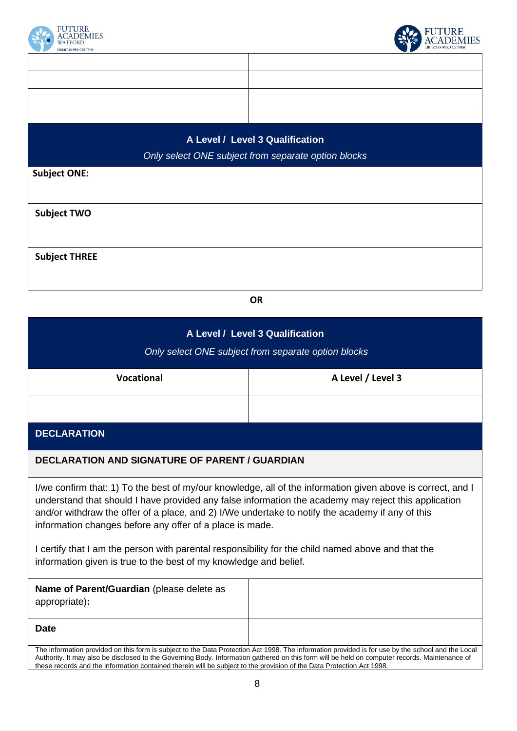| | |
|---|---|
| | |
| | |
| | |
| | |

## A Level / Level 3 Qualification

*Only select ONE subject from separate option blocks*

| |
|---|
| **Subject ONE:** |
| **Subject TWO** |
| **Subject THREE** |

**OR**

## A Level / Level 3 Qualification

*Only select ONE subject from separate option blocks*

| Vocational | A Level / Level 3 |
|---|---|
| | |

## DECLARATION

### DECLARATION AND SIGNATURE OF PARENT / GUARDIAN

I/we confirm that: 1) To the best of my/our knowledge, all of the information given above is correct, and I understand that should I have provided any false information the academy may reject this application and/or withdraw the offer of a place, and 2) I/We undertake to notify the academy if any of this information changes before any offer of a place is made.

I certify that I am the person with parental responsibility for the child named above and that the information given is true to the best of my knowledge and belief.

| | |
|---|---|
| **Name of Parent/Guardian** (please delete as appropriate)**:** | |
| **Date** | |

The information provided on this form is subject to the Data Protection Act 1998. The information provided is for use by the school and the Local Authority. It may also be disclosed to the Governing Body. Information gathered on this form will be held on computer records. Maintenance of these records and the information contained therein will be subject to the provision of the Data Protection Act 1998.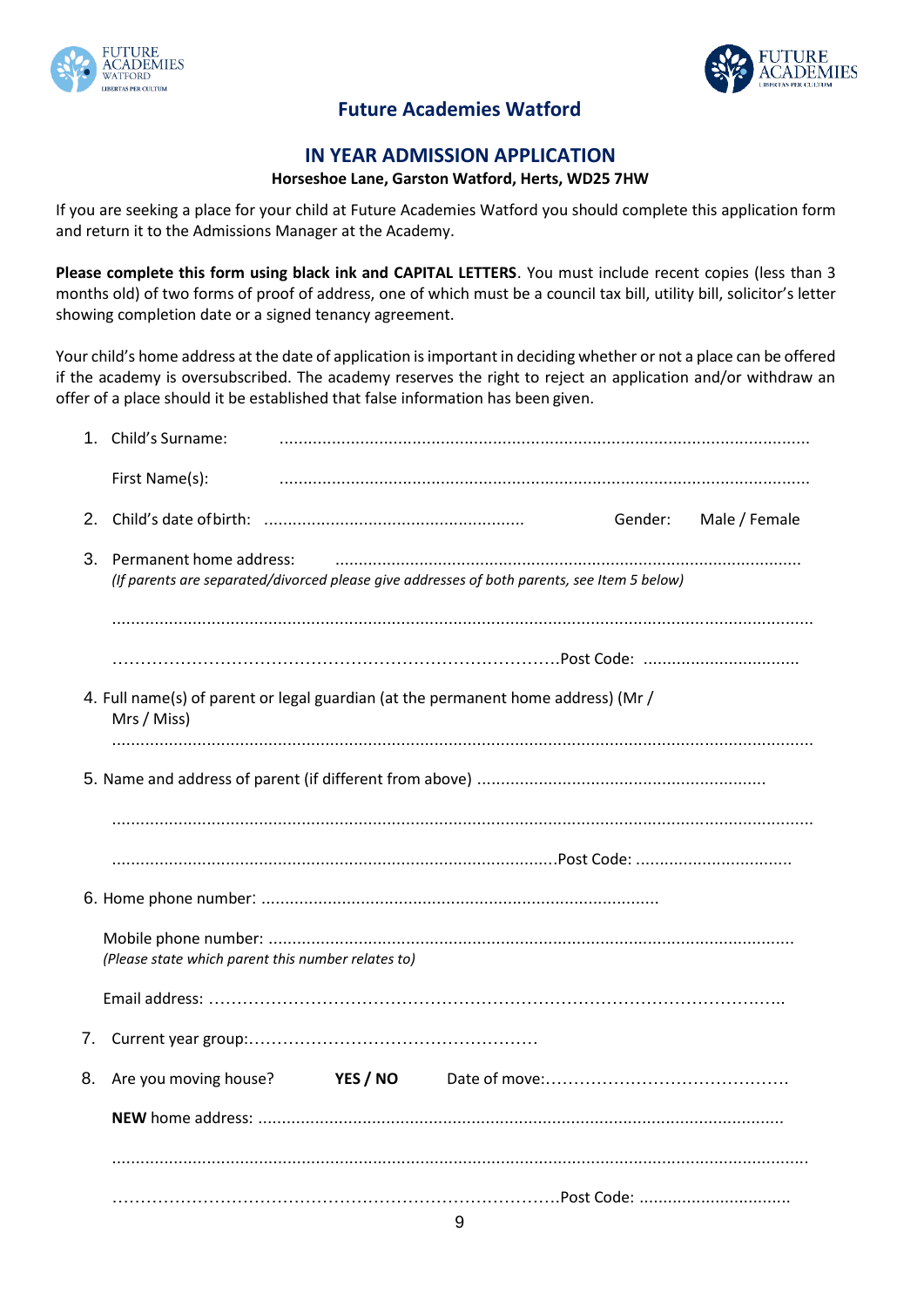# Future Academies Watford

## IN YEAR ADMISSION APPLICATION

**Horseshoe Lane, Garston Watford, Herts, WD25 7HW**

If you are seeking a place for your child at Future Academies Watford you should complete this application form and return it to the Admissions Manager at the Academy.

**Please complete this form using black ink and CAPITAL LETTERS**. You must include recent copies (less than 3 months old) of two forms of proof of address, one of which must be a council tax bill, utility bill, solicitor's letter showing completion date or a signed tenancy agreement.

Your child's home address at the date of application is important in deciding whether or not a place can be offered if the academy is oversubscribed. The academy reserves the right to reject an application and/or withdraw an offer of a place should it be established that false information has been given.

1. Child's Surname: ..........................................................................................................

   First Name(s): ..........................................................................................................

2. Child's date of birth: ...................................................... Gender: Male / Female

3. Permanent home address: ..........................................................................................
   *(If parents are separated/divorced please give addresses of both parents, see Item 5 below)*

   ..........................................................................................................................

   ..........................................................................Post Code: .................................

4. Full name(s) of parent or legal guardian (at the permanent home address) (Mr / Mrs / Miss)

   ..........................................................................................................................

5. Name and address of parent (if different from above) ............................................................

   ..........................................................................................................................

   ..........................................................................Post Code: .................................

6. Home phone number: ....................................................................................

   Mobile phone number: ..............................................................................................
   *(Please state which parent this number relates to)*

   Email address: ..........................................................................................

7. Current year group:.................................................

8. Are you moving house? **YES / NO** Date of move:.........................................

   **NEW** home address: ..............................................................................................

   ..........................................................................................................................

   ..........................................................................Post Code: .................................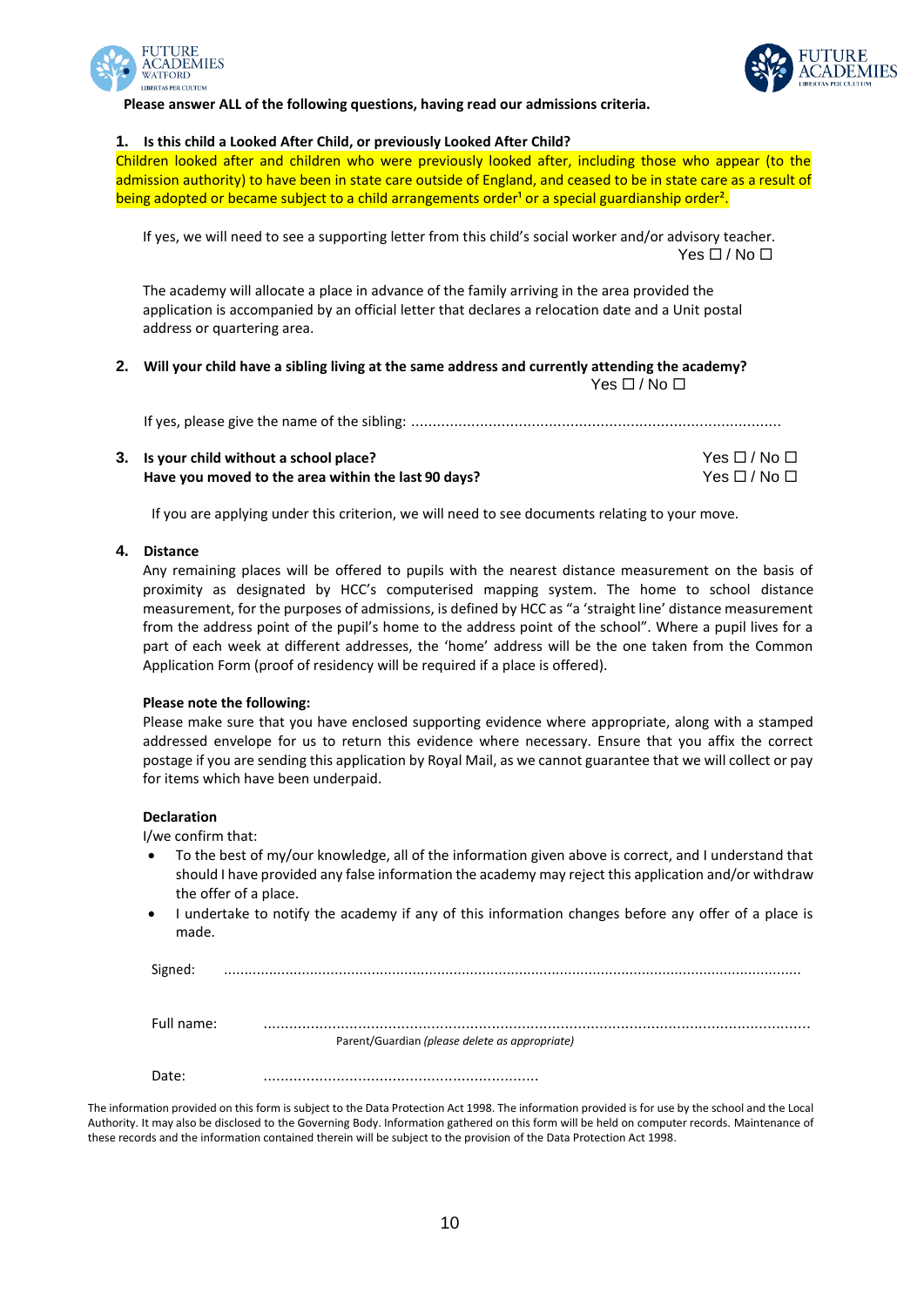**Please answer ALL of the following questions, having read our admissions criteria.**

**1. Is this child a Looked After Child, or previously Looked After Child?**

Children looked after and children who were previously looked after, including those who appear (to the admission authority) to have been in state care outside of England, and ceased to be in state care as a result of being adopted or became subject to a child arrangements order[1] or a special guardianship order[2].

If yes, we will need to see a supporting letter from this child's social worker and/or advisory teacher.

Yes ☐ / No ☐

The academy will allocate a place in advance of the family arriving in the area provided the application is accompanied by an official letter that declares a relocation date and a Unit postal address or quartering area.

**2. Will your child have a sibling living at the same address and currently attending the academy?**

Yes ☐ / No ☐

If yes, please give the name of the sibling: ..................................................................................

**3. Is your child without a school place?** Yes ☐ / No ☐

**Have you moved to the area within the last 90 days?** Yes ☐ / No ☐

If you are applying under this criterion, we will need to see documents relating to your move.

**4. Distance**

Any remaining places will be offered to pupils with the nearest distance measurement on the basis of proximity as designated by HCC's computerised mapping system. The home to school distance measurement, for the purposes of admissions, is defined by HCC as "a 'straight line' distance measurement from the address point of the pupil's home to the address point of the school". Where a pupil lives for a part of each week at different addresses, the 'home' address will be the one taken from the Common Application Form (proof of residency will be required if a place is offered).

**Please note the following:**

Please make sure that you have enclosed supporting evidence where appropriate, along with a stamped addressed envelope for us to return this evidence where necessary. Ensure that you affix the correct postage if you are sending this application by Royal Mail, as we cannot guarantee that we will collect or pay for items which have been underpaid.

**Declaration**

I/we confirm that:

- To the best of my/our knowledge, all of the information given above is correct, and I understand that should I have provided any false information the academy may reject this application and/or withdraw the offer of a place.
- I undertake to notify the academy if any of this information changes before any offer of a place is made.

Signed: ..........................................................................................................................................

Full name: ..........................................................................................................................................

Parent/Guardian *(please delete as appropriate)*

Date: ...............................................................

The information provided on this form is subject to the Data Protection Act 1998. The information provided is for use by the school and the Local Authority. It may also be disclosed to the Governing Body. Information gathered on this form will be held on computer records. Maintenance of these records and the information contained therein will be subject to the provision of the Data Protection Act 1998.